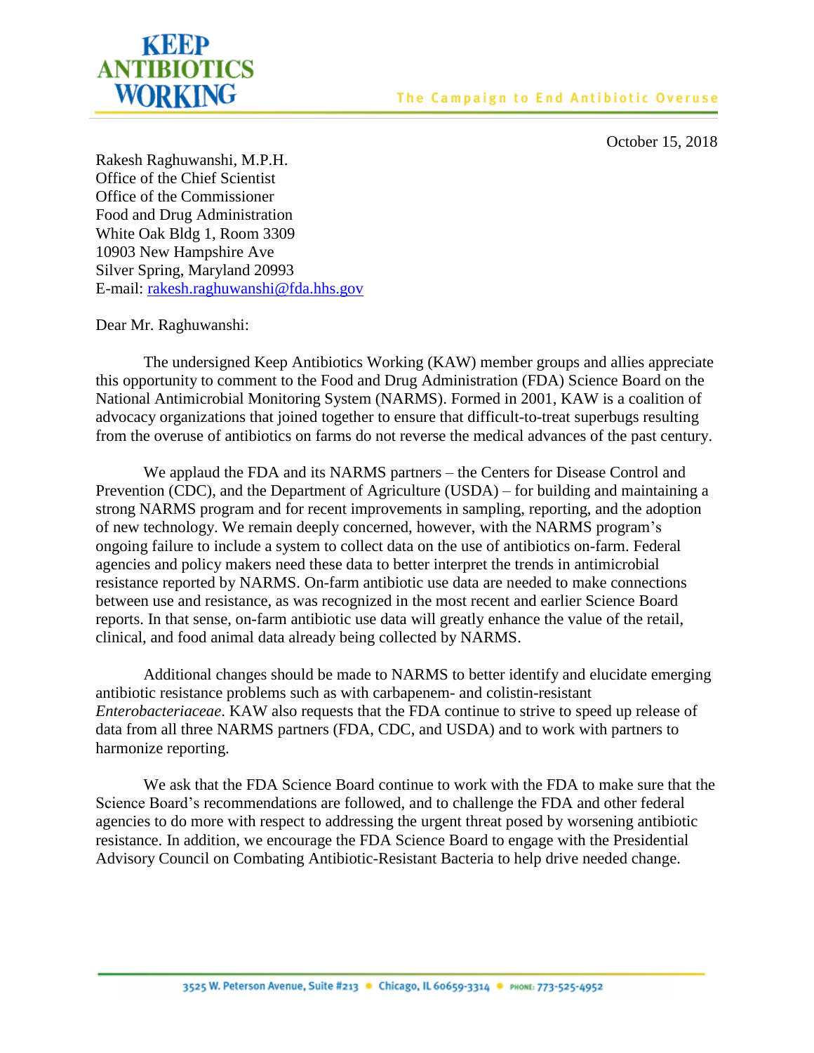# KEEP ANTIBIOTICS WORKING

The Campaign to End Antibiotic Overuse

October 15, 2018

Rakesh Raghuwanshi, M.P.H.
Office of the Chief Scientist
Office of the Commissioner
Food and Drug Administration
White Oak Bldg 1, Room 3309
10903 New Hampshire Ave
Silver Spring, Maryland 20993
E-mail: rakesh.raghuwanshi@fda.hhs.gov

Dear Mr. Raghuwanshi:

The undersigned Keep Antibiotics Working (KAW) member groups and allies appreciate this opportunity to comment to the Food and Drug Administration (FDA) Science Board on the National Antimicrobial Monitoring System (NARMS). Formed in 2001, KAW is a coalition of advocacy organizations that joined together to ensure that difficult-to-treat superbugs resulting from the overuse of antibiotics on farms do not reverse the medical advances of the past century.

We applaud the FDA and its NARMS partners – the Centers for Disease Control and Prevention (CDC), and the Department of Agriculture (USDA) – for building and maintaining a strong NARMS program and for recent improvements in sampling, reporting, and the adoption of new technology. We remain deeply concerned, however, with the NARMS program's ongoing failure to include a system to collect data on the use of antibiotics on-farm. Federal agencies and policy makers need these data to better interpret the trends in antimicrobial resistance reported by NARMS. On-farm antibiotic use data are needed to make connections between use and resistance, as was recognized in the most recent and earlier Science Board reports. In that sense, on-farm antibiotic use data will greatly enhance the value of the retail, clinical, and food animal data already being collected by NARMS.

Additional changes should be made to NARMS to better identify and elucidate emerging antibiotic resistance problems such as with carbapenem- and colistin-resistant *Enterobacteriaceae*. KAW also requests that the FDA continue to strive to speed up release of data from all three NARMS partners (FDA, CDC, and USDA) and to work with partners to harmonize reporting.

We ask that the FDA Science Board continue to work with the FDA to make sure that the Science Board's recommendations are followed, and to challenge the FDA and other federal agencies to do more with respect to addressing the urgent threat posed by worsening antibiotic resistance. In addition, we encourage the FDA Science Board to engage with the Presidential Advisory Council on Combating Antibiotic-Resistant Bacteria to help drive needed change.

3525 W. Peterson Avenue, Suite #213 • Chicago, IL 60659-3314 • PHONE: 773-525-4952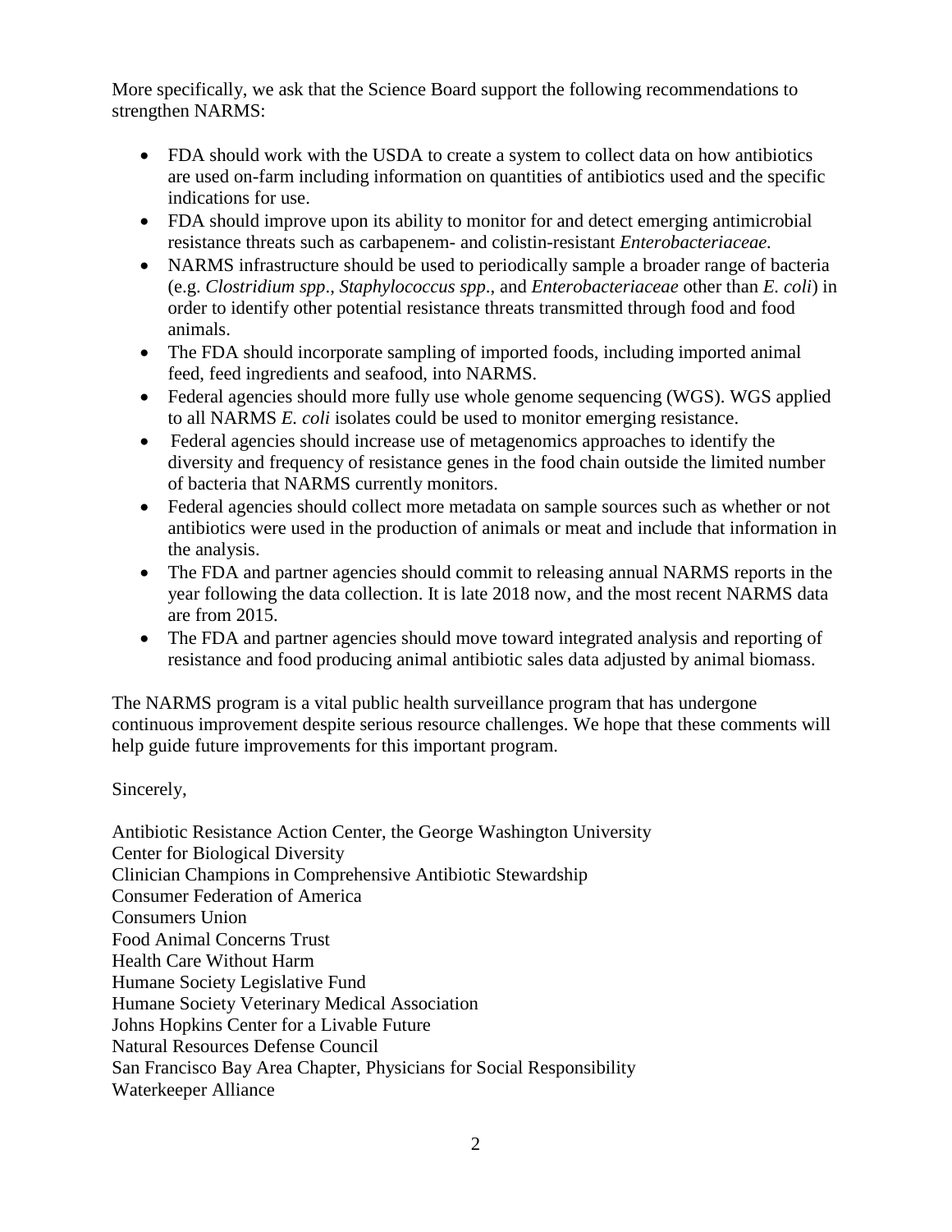More specifically, we ask that the Science Board support the following recommendations to strengthen NARMS:

- FDA should work with the USDA to create a system to collect data on how antibiotics are used on-farm including information on quantities of antibiotics used and the specific indications for use.
- FDA should improve upon its ability to monitor for and detect emerging antimicrobial resistance threats such as carbapenem- and colistin-resistant *Enterobacteriaceae.*
- NARMS infrastructure should be used to periodically sample a broader range of bacteria (e.g. *Clostridium spp*., *Staphylococcus spp*., and *Enterobacteriaceae* other than *E. coli*) in order to identify other potential resistance threats transmitted through food and food animals.
- The FDA should incorporate sampling of imported foods, including imported animal feed, feed ingredients and seafood, into NARMS.
- Federal agencies should more fully use whole genome sequencing (WGS). WGS applied to all NARMS *E. coli* isolates could be used to monitor emerging resistance.
- Federal agencies should increase use of metagenomics approaches to identify the diversity and frequency of resistance genes in the food chain outside the limited number of bacteria that NARMS currently monitors.
- Federal agencies should collect more metadata on sample sources such as whether or not antibiotics were used in the production of animals or meat and include that information in the analysis.
- The FDA and partner agencies should commit to releasing annual NARMS reports in the year following the data collection. It is late 2018 now, and the most recent NARMS data are from 2015.
- The FDA and partner agencies should move toward integrated analysis and reporting of resistance and food producing animal antibiotic sales data adjusted by animal biomass.

The NARMS program is a vital public health surveillance program that has undergone continuous improvement despite serious resource challenges. We hope that these comments will help guide future improvements for this important program.

Sincerely,

Antibiotic Resistance Action Center, the George Washington University
Center for Biological Diversity
Clinician Champions in Comprehensive Antibiotic Stewardship
Consumer Federation of America
Consumers Union
Food Animal Concerns Trust
Health Care Without Harm
Humane Society Legislative Fund
Humane Society Veterinary Medical Association
Johns Hopkins Center for a Livable Future
Natural Resources Defense Council
San Francisco Bay Area Chapter, Physicians for Social Responsibility
Waterkeeper Alliance